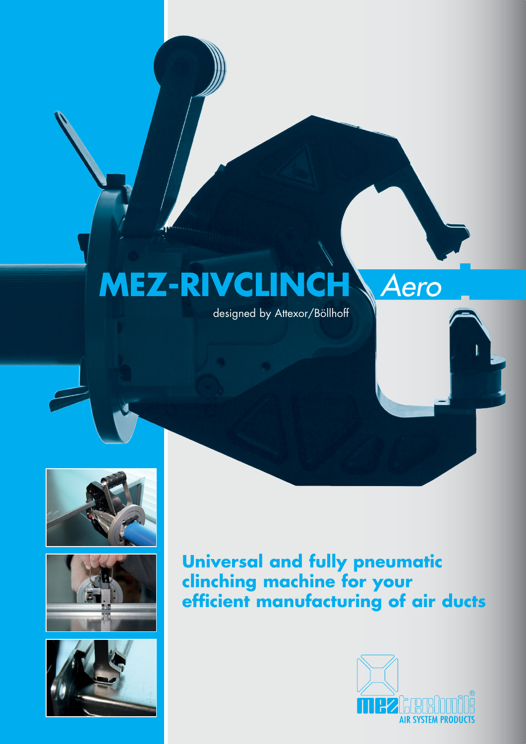# MEZ-RIVCLINCH *Aero*

designed by Attexor/Böllhoff

**Universal and fully pneumatic clinching machine for your efficient manufacturing of air ducts**

meztechnik AIR SYSTEM PRODUCTS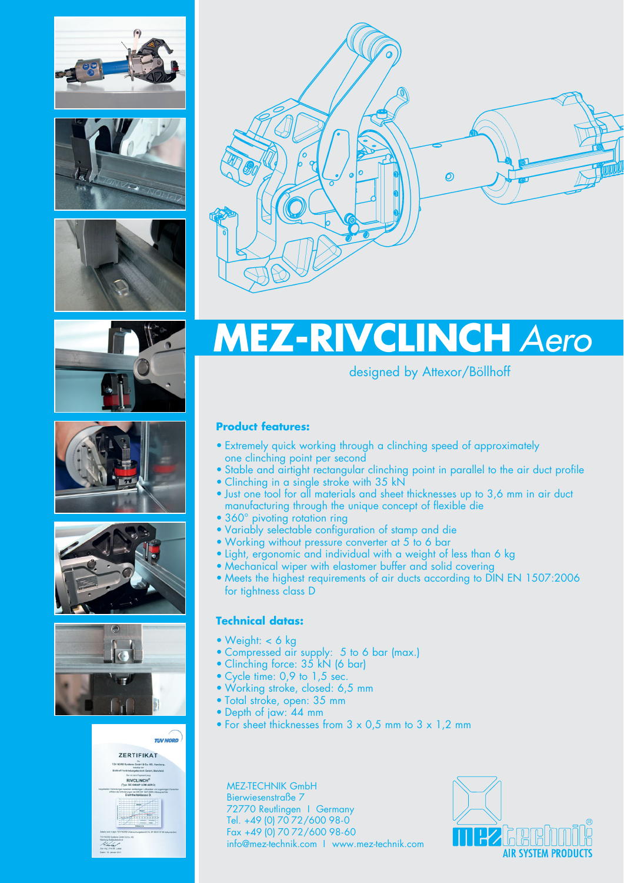# MEZ-RIVCLINCH *Aero*

designed by Attexor/Böllhoff

### Product features:

- Extremely quick working through a clinching speed of approximately one clinching point per second
- Stable and airtight rectangular clinching point in parallel to the air duct profile
- Clinching in a single stroke with 35 kN
- Just one tool for all materials and sheet thicknesses up to 3,6 mm in air duct manufacturing through the unique concept of flexible die
- 360° pivoting rotation ring
- Variably selectable configuration of stamp and die
- Working without pressure converter at 5 to 6 bar
- Light, ergonomic and individual with a weight of less than 6 kg
- Mechanical wiper with elastomer buffer and solid covering
- Meets the highest requirements of air ducts according to DIN EN 1507:2006 for tightness class D

### Technical datas:

- Weight: < 6 kg
- Compressed air supply: 5 to 6 bar (max.)
- Clinching force: 35 kN (6 bar)
- Cycle time: 0,9 to 1,5 sec.
- Working stroke, closed: 6,5 mm
- Total stroke, open: 35 mm
- Depth of jaw: 44 mm
- For sheet thicknesses from 3 x 0,5 mm to 3 x 1,2 mm

MEZ-TECHNIK GmbH
Bierwiesenstraße 7
72770 Reutlingen I Germany
Tel. +49 (0) 70 72/600 98-0
Fax +49 (0) 70 72/600 98-60
info@mez-technik.com I www.mez-technik.com

mez technik®
AIR SYSTEM PRODUCTS